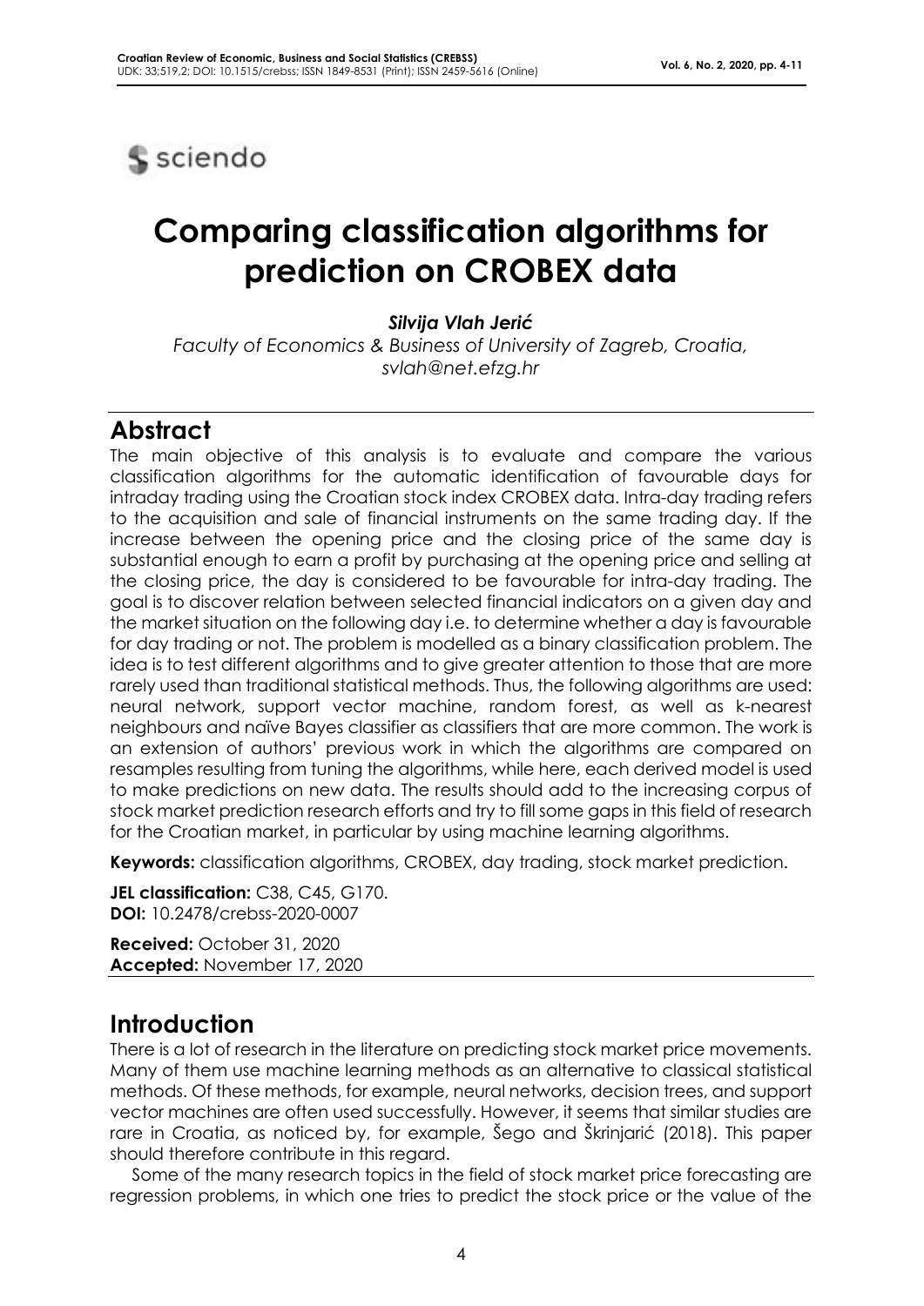sciendo

# Comparing classification algorithms for prediction on CROBEX data

***Silvija Vlah Jerić***

*Faculty of Economics & Business of University of Zagreb, Croatia, svlah@net.efzg.hr*

## Abstract

The main objective of this analysis is to evaluate and compare the various classification algorithms for the automatic identification of favourable days for intraday trading using the Croatian stock index CROBEX data. Intra-day trading refers to the acquisition and sale of financial instruments on the same trading day. If the increase between the opening price and the closing price of the same day is substantial enough to earn a profit by purchasing at the opening price and selling at the closing price, the day is considered to be favourable for intra-day trading. The goal is to discover relation between selected financial indicators on a given day and the market situation on the following day i.e. to determine whether a day is favourable for day trading or not. The problem is modelled as a binary classification problem. The idea is to test different algorithms and to give greater attention to those that are more rarely used than traditional statistical methods. Thus, the following algorithms are used: neural network, support vector machine, random forest, as well as k-nearest neighbours and naïve Bayes classifier as classifiers that are more common. The work is an extension of authors' previous work in which the algorithms are compared on resamples resulting from tuning the algorithms, while here, each derived model is used to make predictions on new data. The results should add to the increasing corpus of stock market prediction research efforts and try to fill some gaps in this field of research for the Croatian market, in particular by using machine learning algorithms.

**Keywords:** classification algorithms, CROBEX, day trading, stock market prediction.

**JEL classification:** C38, C45, G170.
**DOI:** 10.2478/crebss-2020-0007

**Received:** October 31, 2020
**Accepted:** November 17, 2020

## Introduction

There is a lot of research in the literature on predicting stock market price movements. Many of them use machine learning methods as an alternative to classical statistical methods. Of these methods, for example, neural networks, decision trees, and support vector machines are often used successfully. However, it seems that similar studies are rare in Croatia, as noticed by, for example, Šego and Škrinjarić (2018). This paper should therefore contribute in this regard.

Some of the many research topics in the field of stock market price forecasting are regression problems, in which one tries to predict the stock price or the value of the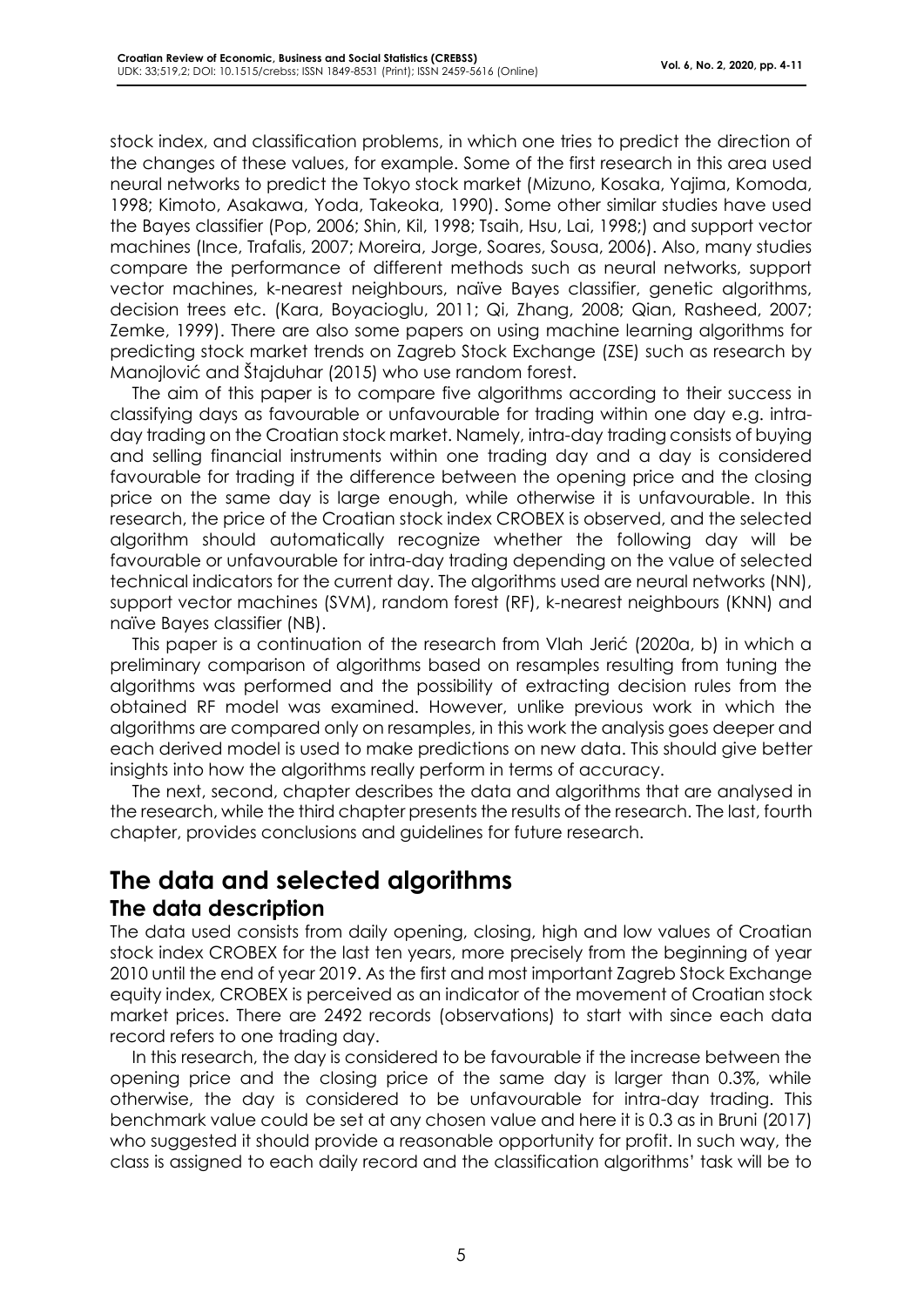stock index, and classification problems, in which one tries to predict the direction of the changes of these values, for example. Some of the first research in this area used neural networks to predict the Tokyo stock market (Mizuno, Kosaka, Yajima, Komoda, 1998; Kimoto, Asakawa, Yoda, Takeoka, 1990). Some other similar studies have used the Bayes classifier (Pop, 2006; Shin, Kil, 1998; Tsaih, Hsu, Lai, 1998;) and support vector machines (Ince, Trafalis, 2007; Moreira, Jorge, Soares, Sousa, 2006). Also, many studies compare the performance of different methods such as neural networks, support vector machines, k-nearest neighbours, naïve Bayes classifier, genetic algorithms, decision trees etc. (Kara, Boyacioglu, 2011; Qi, Zhang, 2008; Qian, Rasheed, 2007; Zemke, 1999). There are also some papers on using machine learning algorithms for predicting stock market trends on Zagreb Stock Exchange (ZSE) such as research by Manojlović and Štajduhar (2015) who use random forest.

The aim of this paper is to compare five algorithms according to their success in classifying days as favourable or unfavourable for trading within one day e.g. intra-day trading on the Croatian stock market. Namely, intra-day trading consists of buying and selling financial instruments within one trading day and a day is considered favourable for trading if the difference between the opening price and the closing price on the same day is large enough, while otherwise it is unfavourable. In this research, the price of the Croatian stock index CROBEX is observed, and the selected algorithm should automatically recognize whether the following day will be favourable or unfavourable for intra-day trading depending on the value of selected technical indicators for the current day. The algorithms used are neural networks (NN), support vector machines (SVM), random forest (RF), k-nearest neighbours (KNN) and naïve Bayes classifier (NB).

This paper is a continuation of the research from Vlah Jerić (2020a, b) in which a preliminary comparison of algorithms based on resamples resulting from tuning the algorithms was performed and the possibility of extracting decision rules from the obtained RF model was examined. However, unlike previous work in which the algorithms are compared only on resamples, in this work the analysis goes deeper and each derived model is used to make predictions on new data. This should give better insights into how the algorithms really perform in terms of accuracy.

The next, second, chapter describes the data and algorithms that are analysed in the research, while the third chapter presents the results of the research. The last, fourth chapter, provides conclusions and guidelines for future research.

# The data and selected algorithms

## The data description

The data used consists from daily opening, closing, high and low values of Croatian stock index CROBEX for the last ten years, more precisely from the beginning of year 2010 until the end of year 2019. As the first and most important Zagreb Stock Exchange equity index, CROBEX is perceived as an indicator of the movement of Croatian stock market prices. There are 2492 records (observations) to start with since each data record refers to one trading day.

In this research, the day is considered to be favourable if the increase between the opening price and the closing price of the same day is larger than 0.3%, while otherwise, the day is considered to be unfavourable for intra-day trading. This benchmark value could be set at any chosen value and here it is 0.3 as in Bruni (2017) who suggested it should provide a reasonable opportunity for profit. In such way, the class is assigned to each daily record and the classification algorithms' task will be to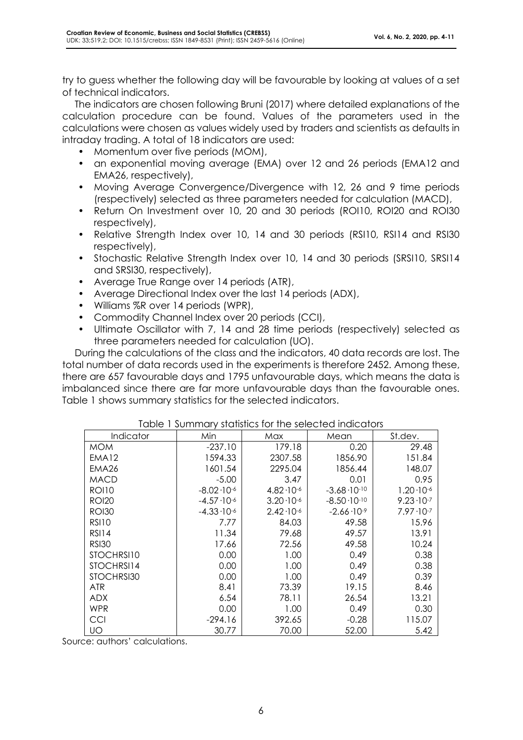try to guess whether the following day will be favourable by looking at values of a set of technical indicators.

The indicators are chosen following Bruni (2017) where detailed explanations of the calculation procedure can be found. Values of the parameters used in the calculations were chosen as values widely used by traders and scientists as defaults in intraday trading. A total of 18 indicators are used:

- Momentum over five periods (MOM),
- an exponential moving average (EMA) over 12 and 26 periods (EMA12 and EMA26, respectively),
- Moving Average Convergence/Divergence with 12, 26 and 9 time periods (respectively) selected as three parameters needed for calculation (MACD),
- Return On Investment over 10, 20 and 30 periods (ROI10, ROI20 and ROI30 respectively),
- Relative Strength Index over 10, 14 and 30 periods (RSI10, RSI14 and RSI30 respectively),
- Stochastic Relative Strength Index over 10, 14 and 30 periods (SRSI10, SRSI14 and SRSI30, respectively),
- Average True Range over 14 periods (ATR),
- Average Directional Index over the last 14 periods (ADX),
- Williams %R over 14 periods (WPR),
- Commodity Channel Index over 20 periods (CCI),
- Ultimate Oscillator with 7, 14 and 28 time periods (respectively) selected as three parameters needed for calculation (UO).

During the calculations of the class and the indicators, 40 data records are lost. The total number of data records used in the experiments is therefore 2452. Among these, there are 657 favourable days and 1795 unfavourable days, which means the data is imbalanced since there are far more unfavourable days than the favourable ones. Table 1 shows summary statistics for the selected indicators.

Table 1 Summary statistics for the selected indicators

| Indicator | Min | Max | Mean | St.dev. |
|---|---|---|---|---|
| MOM | -237.10 | 179.18 | 0.20 | 29.48 |
| EMA12 | 1594.33 | 2307.58 | 1856.90 | 151.84 |
| EMA26 | 1601.54 | 2295.04 | 1856.44 | 148.07 |
| MACD | -5.00 | 3.47 | 0.01 | 0.95 |
| ROI10 | $-8.02 \cdot 10^{-6}$ | $4.82 \cdot 10^{-6}$ | $-3.68 \cdot 10^{-10}$ | $1.20 \cdot 10^{-6}$ |
| ROI20 | $-4.57 \cdot 10^{-6}$ | $3.20 \cdot 10^{-6}$ | $-8.50 \cdot 10^{-10}$ | $9.23 \cdot 10^{-7}$ |
| ROI30 | $-4.33 \cdot 10^{-6}$ | $2.42 \cdot 10^{-6}$ | $-2.66 \cdot 10^{-9}$ | $7.97 \cdot 10^{-7}$ |
| RSI10 | 7.77 | 84.03 | 49.58 | 15.96 |
| RSI14 | 11.34 | 79.68 | 49.57 | 13.91 |
| RSI30 | 17.66 | 72.56 | 49.58 | 10.24 |
| STOCHRSI10 | 0.00 | 1.00 | 0.49 | 0.38 |
| STOCHRSI14 | 0.00 | 1.00 | 0.49 | 0.38 |
| STOCHRSI30 | 0.00 | 1.00 | 0.49 | 0.39 |
| ATR | 8.41 | 73.39 | 19.15 | 8.46 |
| ADX | 6.54 | 78.11 | 26.54 | 13.21 |
| WPR | 0.00 | 1.00 | 0.49 | 0.30 |
| CCI | -294.16 | 392.65 | -0.28 | 115.07 |
| UO | 30.77 | 70.00 | 52.00 | 5.42 |

Source: authors' calculations.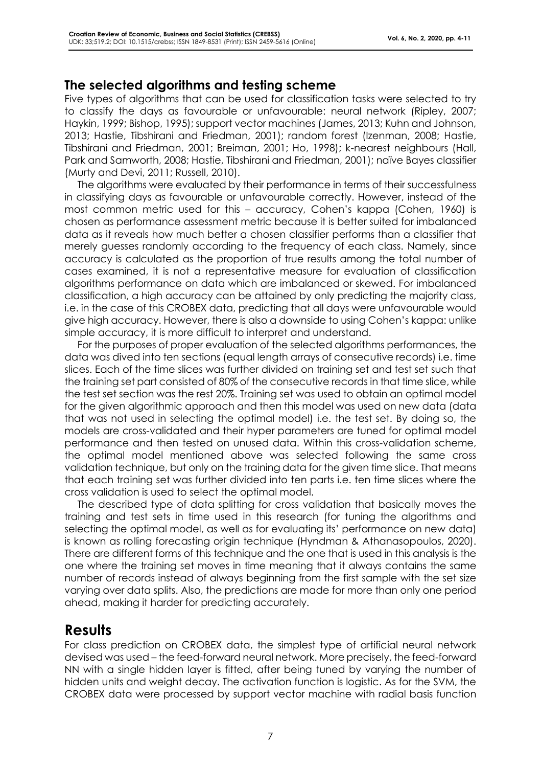## The selected algorithms and testing scheme

Five types of algorithms that can be used for classification tasks were selected to try to classify the days as favourable or unfavourable: neural network (Ripley, 2007; Haykin, 1999; Bishop, 1995); support vector machines (James, 2013; Kuhn and Johnson, 2013; Hastie, Tibshirani and Friedman, 2001); random forest (Izenman, 2008; Hastie, Tibshirani and Friedman, 2001; Breiman, 2001; Ho, 1998); k-nearest neighbours (Hall, Park and Samworth, 2008; Hastie, Tibshirani and Friedman, 2001); naïve Bayes classifier (Murty and Devi, 2011; Russell, 2010).

The algorithms were evaluated by their performance in terms of their successfulness in classifying days as favourable or unfavourable correctly. However, instead of the most common metric used for this – accuracy, Cohen's kappa (Cohen, 1960) is chosen as performance assessment metric because it is better suited for imbalanced data as it reveals how much better a chosen classifier performs than a classifier that merely guesses randomly according to the frequency of each class. Namely, since accuracy is calculated as the proportion of true results among the total number of cases examined, it is not a representative measure for evaluation of classification algorithms performance on data which are imbalanced or skewed. For imbalanced classification, a high accuracy can be attained by only predicting the majority class, i.e. in the case of this CROBEX data, predicting that all days were unfavourable would give high accuracy. However, there is also a downside to using Cohen's kappa: unlike simple accuracy, it is more difficult to interpret and understand.

For the purposes of proper evaluation of the selected algorithms performances, the data was dived into ten sections (equal length arrays of consecutive records) i.e. time slices. Each of the time slices was further divided on training set and test set such that the training set part consisted of 80% of the consecutive records in that time slice, while the test set section was the rest 20%. Training set was used to obtain an optimal model for the given algorithmic approach and then this model was used on new data (data that was not used in selecting the optimal model) i.e. the test set. By doing so, the models are cross-validated and their hyper parameters are tuned for optimal model performance and then tested on unused data. Within this cross-validation scheme, the optimal model mentioned above was selected following the same cross validation technique, but only on the training data for the given time slice. That means that each training set was further divided into ten parts i.e. ten time slices where the cross validation is used to select the optimal model.

The described type of data splitting for cross validation that basically moves the training and test sets in time used in this research (for tuning the algorithms and selecting the optimal model, as well as for evaluating its' performance on new data) is known as rolling forecasting origin technique (Hyndman & Athanasopoulos, 2020). There are different forms of this technique and the one that is used in this analysis is the one where the training set moves in time meaning that it always contains the same number of records instead of always beginning from the first sample with the set size varying over data splits. Also, the predictions are made for more than only one period ahead, making it harder for predicting accurately.

# Results

For class prediction on CROBEX data, the simplest type of artificial neural network devised was used – the feed-forward neural network. More precisely, the feed-forward NN with a single hidden layer is fitted, after being tuned by varying the number of hidden units and weight decay. The activation function is logistic. As for the SVM, the CROBEX data were processed by support vector machine with radial basis function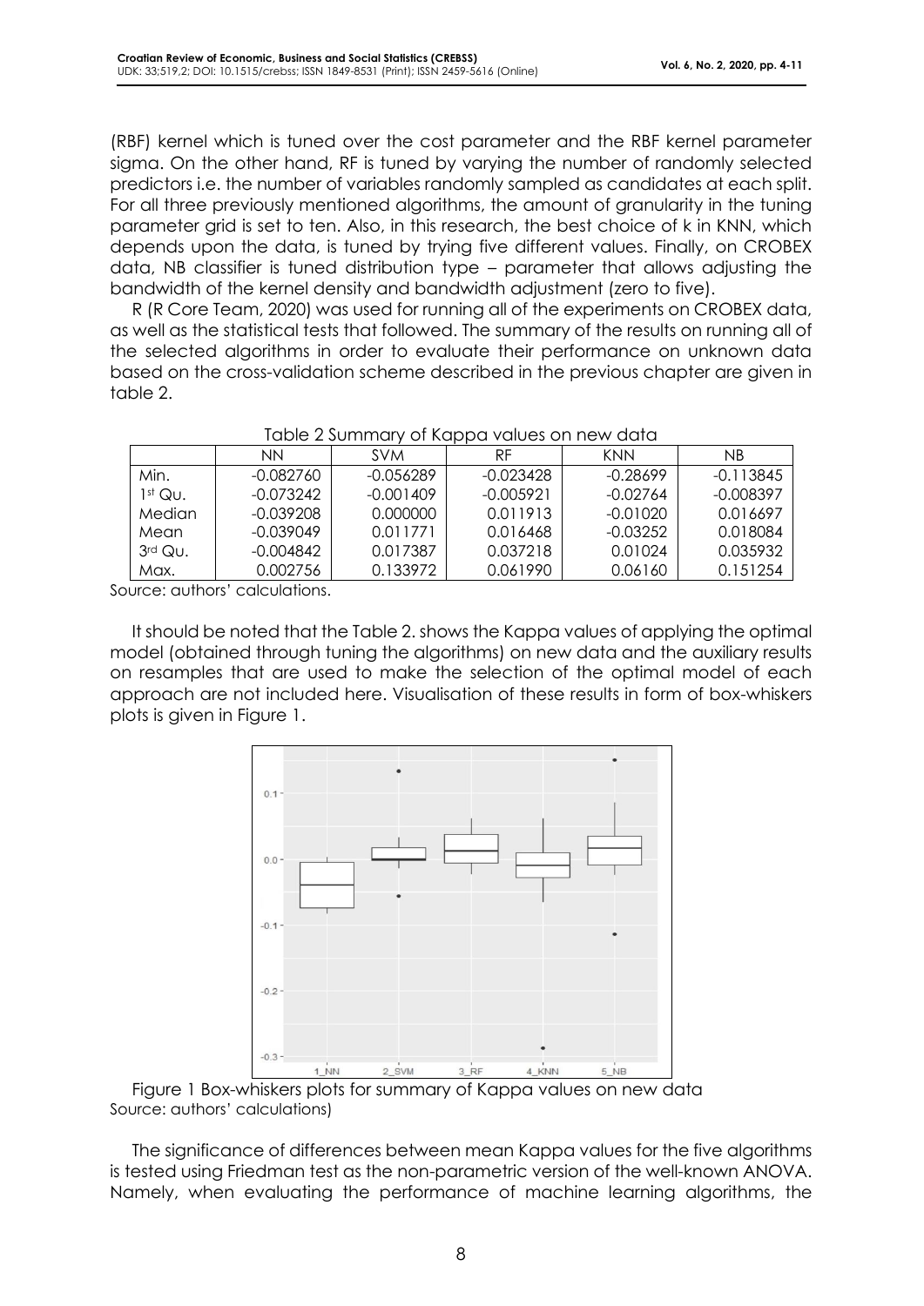(RBF) kernel which is tuned over the cost parameter and the RBF kernel parameter sigma. On the other hand, RF is tuned by varying the number of randomly selected predictors i.e. the number of variables randomly sampled as candidates at each split. For all three previously mentioned algorithms, the amount of granularity in the tuning parameter grid is set to ten. Also, in this research, the best choice of k in KNN, which depends upon the data, is tuned by trying five different values. Finally, on CROBEX data, NB classifier is tuned distribution type – parameter that allows adjusting the bandwidth of the kernel density and bandwidth adjustment (zero to five).

R (R Core Team, 2020) was used for running all of the experiments on CROBEX data, as well as the statistical tests that followed. The summary of the results on running all of the selected algorithms in order to evaluate their performance on unknown data based on the cross-validation scheme described in the previous chapter are given in table 2.

Table 2 Summary of Kappa values on new data

| | NN | SVM | RF | KNN | NB |
|---|---|---|---|---|---|
| Min. | -0.082760 | -0.056289 | -0.023428 | -0.28699 | -0.113845 |
| 1st Qu. | -0.073242 | -0.001409 | -0.005921 | -0.02764 | -0.008397 |
| Median | -0.039208 | 0.000000 | 0.011913 | -0.01020 | 0.016697 |
| Mean | -0.039049 | 0.011771 | 0.016468 | -0.03252 | 0.018084 |
| 3rd Qu. | -0.004842 | 0.017387 | 0.037218 | 0.01024 | 0.035932 |
| Max. | 0.002756 | 0.133972 | 0.061990 | 0.06160 | 0.151254 |

Source: authors' calculations.

It should be noted that the Table 2. shows the Kappa values of applying the optimal model (obtained through tuning the algorithms) on new data and the auxiliary results on resamples that are used to make the selection of the optimal model of each approach are not included here. Visualisation of these results in form of box-whiskers plots is given in Figure 1.

Figure 1 Box-whiskers plots for summary of Kappa values on new data
Source: authors' calculations)

The significance of differences between mean Kappa values for the five algorithms is tested using Friedman test as the non-parametric version of the well-known ANOVA. Namely, when evaluating the performance of machine learning algorithms, the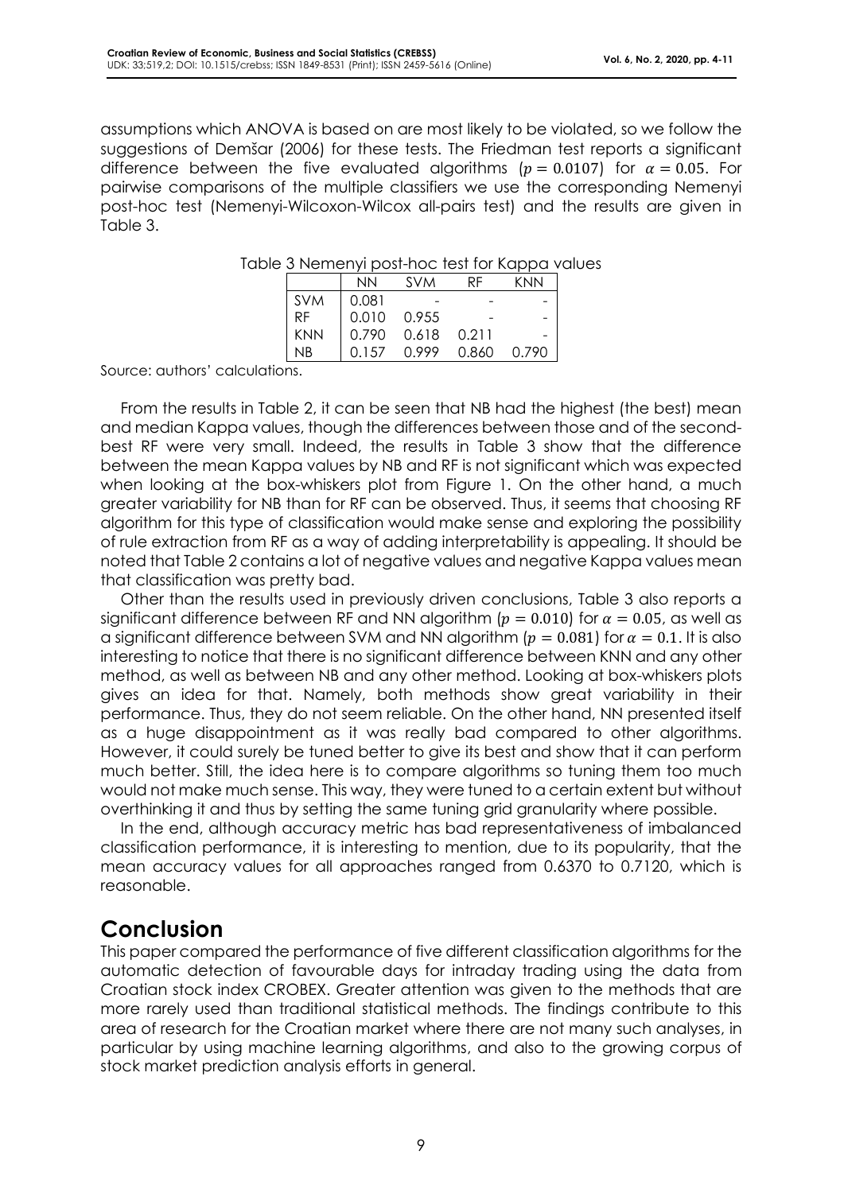assumptions which ANOVA is based on are most likely to be violated, so we follow the suggestions of Demšar (2006) for these tests. The Friedman test reports a significant difference between the five evaluated algorithms ($p = 0.0107$) for $\alpha = 0.05$. For pairwise comparisons of the multiple classifiers we use the corresponding Nemenyi post-hoc test (Nemenyi-Wilcoxon-Wilcox all-pairs test) and the results are given in Table 3.

Table 3 Nemenyi post-hoc test for Kappa values

| | NN | SVM | RF | KNN |
|---|---|---|---|---|
| SVM | 0.081 | - | - | - |
| RF | 0.010 | 0.955 | - | - |
| KNN | 0.790 | 0.618 | 0.211 | - |
| NB | 0.157 | 0.999 | 0.860 | 0.790 |

Source: authors' calculations.

From the results in Table 2, it can be seen that NB had the highest (the best) mean and median Kappa values, though the differences between those and of the second-best RF were very small. Indeed, the results in Table 3 show that the difference between the mean Kappa values by NB and RF is not significant which was expected when looking at the box-whiskers plot from Figure 1. On the other hand, a much greater variability for NB than for RF can be observed. Thus, it seems that choosing RF algorithm for this type of classification would make sense and exploring the possibility of rule extraction from RF as a way of adding interpretability is appealing. It should be noted that Table 2 contains a lot of negative values and negative Kappa values mean that classification was pretty bad.

Other than the results used in previously driven conclusions, Table 3 also reports a significant difference between RF and NN algorithm ($p = 0.010$) for $\alpha = 0.05$, as well as a significant difference between SVM and NN algorithm ($p = 0.081$) for $\alpha = 0.1$. It is also interesting to notice that there is no significant difference between KNN and any other method, as well as between NB and any other method. Looking at box-whiskers plots gives an idea for that. Namely, both methods show great variability in their performance. Thus, they do not seem reliable. On the other hand, NN presented itself as a huge disappointment as it was really bad compared to other algorithms. However, it could surely be tuned better to give its best and show that it can perform much better. Still, the idea here is to compare algorithms so tuning them too much would not make much sense. This way, they were tuned to a certain extent but without overthinking it and thus by setting the same tuning grid granularity where possible.

In the end, although accuracy metric has bad representativeness of imbalanced classification performance, it is interesting to mention, due to its popularity, that the mean accuracy values for all approaches ranged from 0.6370 to 0.7120, which is reasonable.

# Conclusion

This paper compared the performance of five different classification algorithms for the automatic detection of favourable days for intraday trading using the data from Croatian stock index CROBEX. Greater attention was given to the methods that are more rarely used than traditional statistical methods. The findings contribute to this area of research for the Croatian market where there are not many such analyses, in particular by using machine learning algorithms, and also to the growing corpus of stock market prediction analysis efforts in general.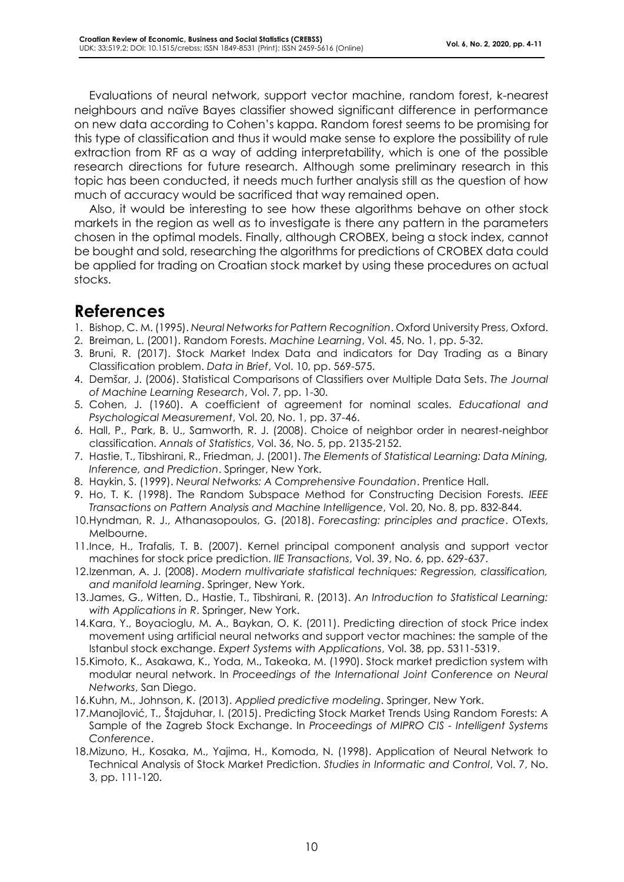Evaluations of neural network, support vector machine, random forest, k-nearest neighbours and naïve Bayes classifier showed significant difference in performance on new data according to Cohen's kappa. Random forest seems to be promising for this type of classification and thus it would make sense to explore the possibility of rule extraction from RF as a way of adding interpretability, which is one of the possible research directions for future research. Although some preliminary research in this topic has been conducted, it needs much further analysis still as the question of how much of accuracy would be sacrificed that way remained open.

Also, it would be interesting to see how these algorithms behave on other stock markets in the region as well as to investigate is there any pattern in the parameters chosen in the optimal models. Finally, although CROBEX, being a stock index, cannot be bought and sold, researching the algorithms for predictions of CROBEX data could be applied for trading on Croatian stock market by using these procedures on actual stocks.

# References

1. Bishop, C. M. (1995). *Neural Networks for Pattern Recognition*. Oxford University Press, Oxford.
2. Breiman, L. (2001). Random Forests. *Machine Learning*, Vol. 45, No. 1, pp. 5-32.
3. Bruni, R. (2017). Stock Market Index Data and indicators for Day Trading as a Binary Classification problem. *Data in Brief*, Vol. 10, pp. 569-575.
4. Demšar, J. (2006). Statistical Comparisons of Classifiers over Multiple Data Sets. *The Journal of Machine Learning Research*, Vol. 7, pp. 1-30.
5. Cohen, J. (1960). A coefficient of agreement for nominal scales. *Educational and Psychological Measurement*, Vol. 20, No. 1, pp. 37-46.
6. Hall, P., Park, B. U., Samworth, R. J. (2008). Choice of neighbor order in nearest-neighbor classification. *Annals of Statistics*, Vol. 36, No. 5, pp. 2135-2152.
7. Hastie, T., Tibshirani, R., Friedman, J. (2001). *The Elements of Statistical Learning: Data Mining, Inference, and Prediction*. Springer, New York.
8. Haykin, S. (1999). *Neural Networks: A Comprehensive Foundation*. Prentice Hall.
9. Ho, T. K. (1998). The Random Subspace Method for Constructing Decision Forests. *IEEE Transactions on Pattern Analysis and Machine Intelligence*, Vol. 20, No. 8, pp. 832-844.
10. Hyndman, R. J., Athanasopoulos, G. (2018). *Forecasting: principles and practice*. OTexts, Melbourne.
11. Ince, H., Trafalis, T. B. (2007). Kernel principal component analysis and support vector machines for stock price prediction. *IIE Transactions*, Vol. 39, No. 6, pp. 629-637.
12. Izenman, A. J. (2008). *Modern multivariate statistical techniques: Regression, classification, and manifold learning*. Springer, New York.
13. James, G., Witten, D., Hastie, T., Tibshirani, R. (2013). *An Introduction to Statistical Learning: with Applications in R*. Springer, New York.
14. Kara, Y., Boyacioglu, M. A., Baykan, O. K. (2011). Predicting direction of stock Price index movement using artificial neural networks and support vector machines: the sample of the Istanbul stock exchange. *Expert Systems with Applications*, Vol. 38, pp. 5311-5319.
15. Kimoto, K., Asakawa, K., Yoda, M., Takeoka, M. (1990). Stock market prediction system with modular neural network. In *Proceedings of the International Joint Conference on Neural Networks*, San Diego.
16. Kuhn, M., Johnson, K. (2013). *Applied predictive modeling*. Springer, New York.
17. Manojlović, T., Štajduhar, I. (2015). Predicting Stock Market Trends Using Random Forests: A Sample of the Zagreb Stock Exchange. In *Proceedings of MIPRO CIS - Intelligent Systems Conference*.
18. Mizuno, H., Kosaka, M., Yajima, H., Komoda, N. (1998). Application of Neural Network to Technical Analysis of Stock Market Prediction. *Studies in Informatic and Control*, Vol. 7, No. 3, pp. 111-120.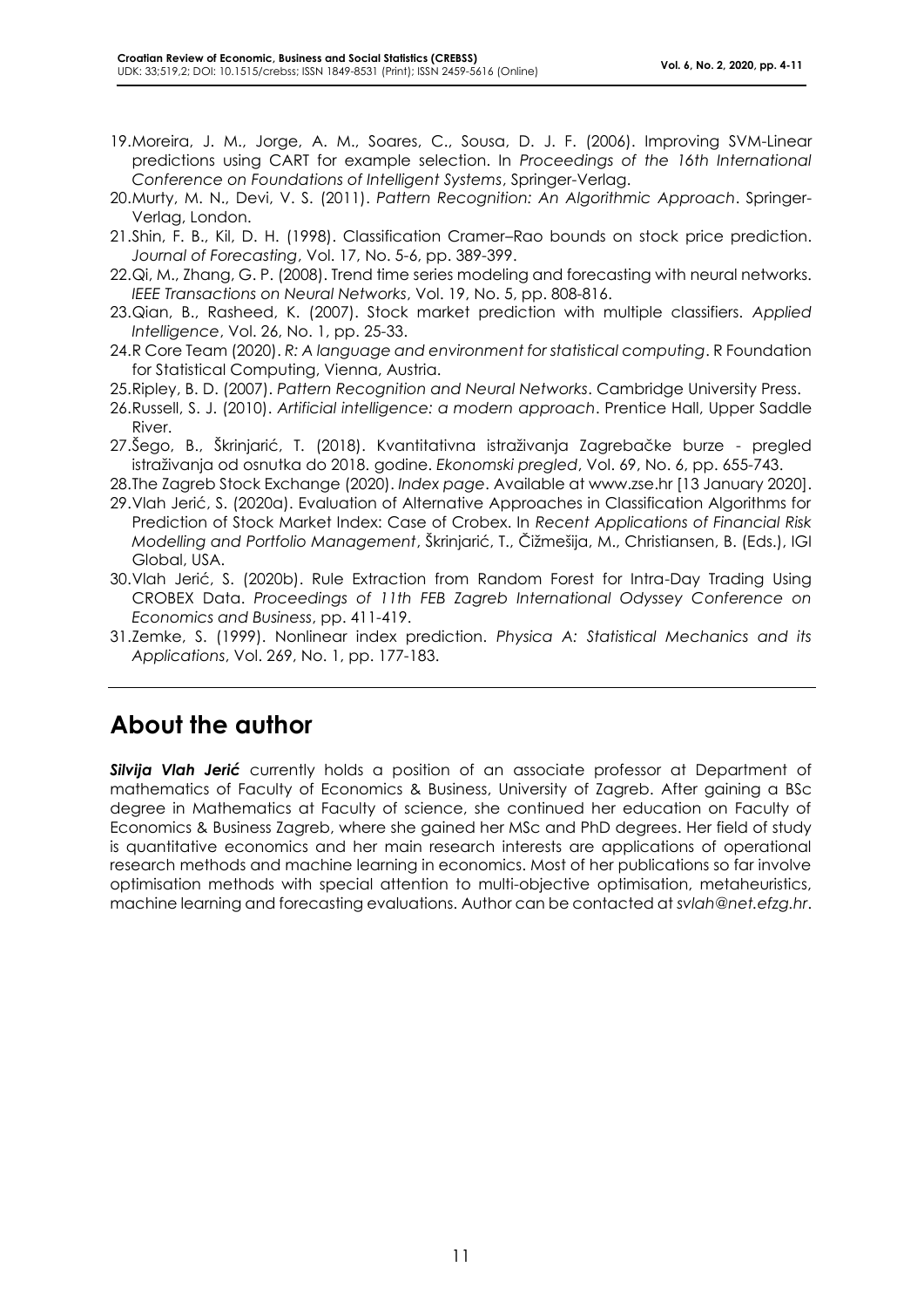19. Moreira, J. M., Jorge, A. M., Soares, C., Sousa, D. J. F. (2006). Improving SVM-Linear predictions using CART for example selection. In *Proceedings of the 16th International Conference on Foundations of Intelligent Systems*, Springer-Verlag.
20. Murty, M. N., Devi, V. S. (2011). *Pattern Recognition: An Algorithmic Approach*. Springer-Verlag, London.
21. Shin, F. B., Kil, D. H. (1998). Classification Cramer–Rao bounds on stock price prediction. *Journal of Forecasting*, Vol. 17, No. 5-6, pp. 389-399.
22. Qi, M., Zhang, G. P. (2008). Trend time series modeling and forecasting with neural networks. *IEEE Transactions on Neural Networks*, Vol. 19, No. 5, pp. 808-816.
23. Qian, B., Rasheed, K. (2007). Stock market prediction with multiple classifiers. *Applied Intelligence*, Vol. 26, No. 1, pp. 25-33.
24. R Core Team (2020). *R: A language and environment for statistical computing*. R Foundation for Statistical Computing, Vienna, Austria.
25. Ripley, B. D. (2007). *Pattern Recognition and Neural Networks*. Cambridge University Press.
26. Russell, S. J. (2010). *Artificial intelligence: a modern approach*. Prentice Hall, Upper Saddle River.
27. Šego, B., Škrinjarić, T. (2018). Kvantitativna istraživanja Zagrebačke burze - pregled istraživanja od osnutka do 2018. godine. *Ekonomski pregled*, Vol. 69, No. 6, pp. 655-743.
28. The Zagreb Stock Exchange (2020). *Index page*. Available at www.zse.hr [13 January 2020].
29. Vlah Jerić, S. (2020a). Evaluation of Alternative Approaches in Classification Algorithms for Prediction of Stock Market Index: Case of Crobex. In *Recent Applications of Financial Risk Modelling and Portfolio Management*, Škrinjarić, T., Čižmešija, M., Christiansen, B. (Eds.), IGI Global, USA.
30. Vlah Jerić, S. (2020b). Rule Extraction from Random Forest for Intra-Day Trading Using CROBEX Data. *Proceedings of 11th FEB Zagreb International Odyssey Conference on Economics and Business*, pp. 411-419.
31. Zemke, S. (1999). Nonlinear index prediction. *Physica A: Statistical Mechanics and its Applications*, Vol. 269, No. 1, pp. 177-183.

## About the author

***Silvija Vlah Jerić*** currently holds a position of an associate professor at Department of mathematics of Faculty of Economics & Business, University of Zagreb. After gaining a BSc degree in Mathematics at Faculty of science, she continued her education on Faculty of Economics & Business Zagreb, where she gained her MSc and PhD degrees. Her field of study is quantitative economics and her main research interests are applications of operational research methods and machine learning in economics. Most of her publications so far involve optimisation methods with special attention to multi-objective optimisation, metaheuristics, machine learning and forecasting evaluations. Author can be contacted at *svlah@net.efzg.hr*.